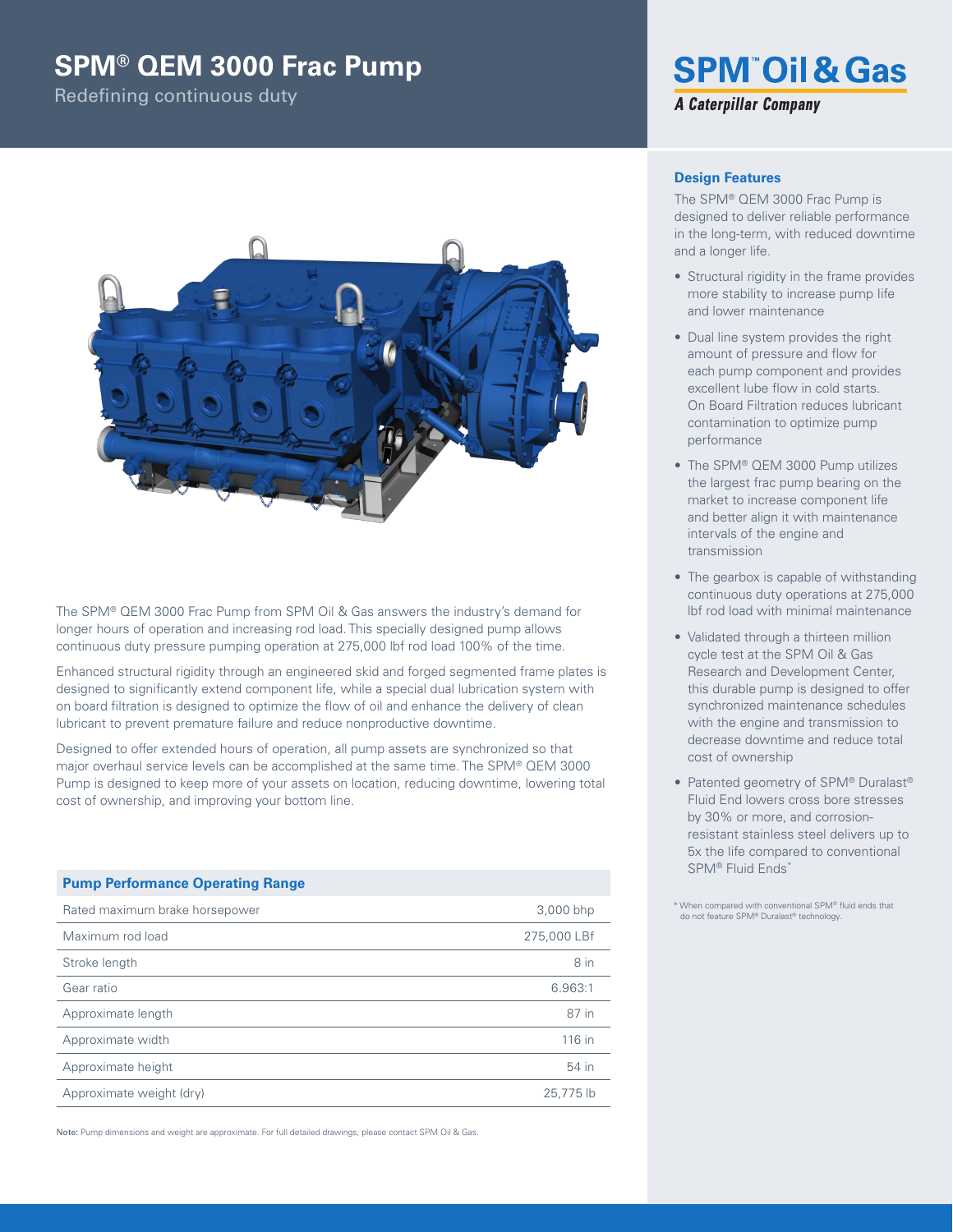# SPM® QEM 3000 Frac Pump

Redefining continuous duty

SPM™ Oil & Gas

*A Caterpillar Company*

The SPM® QEM 3000 Frac Pump from SPM Oil & Gas answers the industry's demand for longer hours of operation and increasing rod load. This specially designed pump allows continuous duty pressure pumping operation at 275,000 lbf rod load 100% of the time.

Enhanced structural rigidity through an engineered skid and forged segmented frame plates is designed to significantly extend component life, while a special dual lubrication system with on board filtration is designed to optimize the flow of oil and enhance the delivery of clean lubricant to prevent premature failure and reduce nonproductive downtime.

Designed to offer extended hours of operation, all pump assets are synchronized so that major overhaul service levels can be accomplished at the same time. The SPM® QEM 3000 Pump is designed to keep more of your assets on location, reducing downtime, lowering total cost of ownership, and improving your bottom line.

| Pump Performance Operating Range | |
|---|---|
| Rated maximum brake horsepower | 3,000 bhp |
| Maximum rod load | 275,000 LBf |
| Stroke length | 8 in |
| Gear ratio | 6.963:1 |
| Approximate length | 87 in |
| Approximate width | 116 in |
| Approximate height | 54 in |
| Approximate weight (dry) | 25,775 lb |

Note: Pump dimensions and weight are approximate. For full detailed drawings, please contact SPM Oil & Gas.

## Design Features

The SPM® QEM 3000 Frac Pump is designed to deliver reliable performance in the long-term, with reduced downtime and a longer life.

- Structural rigidity in the frame provides more stability to increase pump life and lower maintenance
- Dual line system provides the right amount of pressure and flow for each pump component and provides excellent lube flow in cold starts. On Board Filtration reduces lubricant contamination to optimize pump performance
- The SPM® QEM 3000 Pump utilizes the largest frac pump bearing on the market to increase component life and better align it with maintenance intervals of the engine and transmission
- The gearbox is capable of withstanding continuous duty operations at 275,000 lbf rod load with minimal maintenance
- Validated through a thirteen million cycle test at the SPM Oil & Gas Research and Development Center, this durable pump is designed to offer synchronized maintenance schedules with the engine and transmission to decrease downtime and reduce total cost of ownership
- Patented geometry of SPM® Duralast® Fluid End lowers cross bore stresses by 30% or more, and corrosion-resistant stainless steel delivers up to 5x the life compared to conventional SPM® Fluid Ends*

* When compared with conventional SPM® fluid ends that do not feature SPM® Duralast® technology.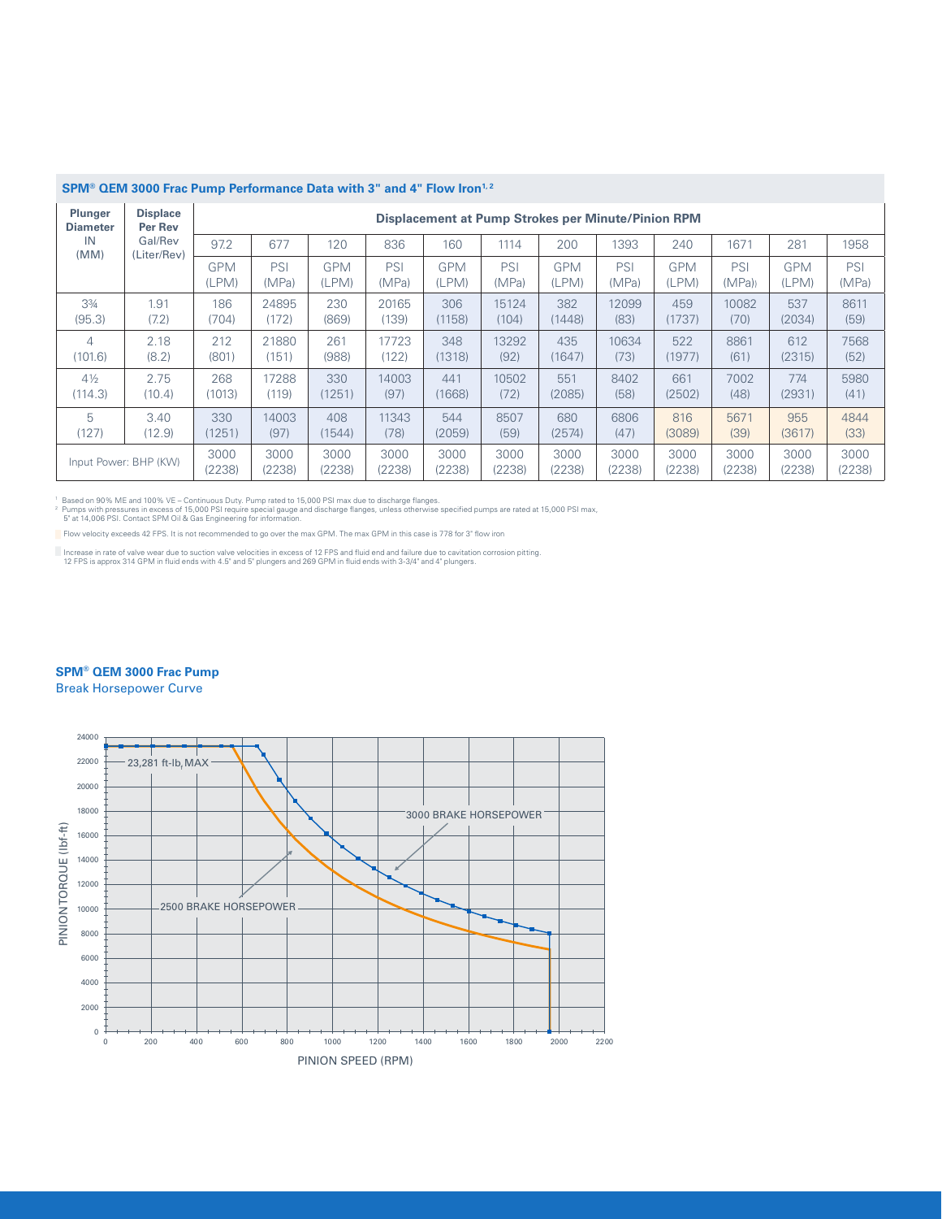## SPM® QEM 3000 Frac Pump Performance Data with 3" and 4" Flow Iron[1,2]

| Plunger Diameter IN (MM) | Displace Per Rev Gal/Rev (Liter/Rev) | Displacement at Pump Strokes per Minute/Pinion RPM | | | | | | | | | | | |
|---|---|---|---|---|---|---|---|---|---|---|---|---|---|
| | | 97.2 | 677 | 120 | 836 | 160 | 1114 | 200 | 1393 | 240 | 1671 | 281 | 1958 |
| | | GPM (LPM) | PSI (MPa) | GPM (LPM) | PSI (MPa) | GPM (LPM) | PSI (MPa) | GPM (LPM) | PSI (MPa) | GPM (LPM) | PSI (MPa)) | GPM (LPM) | PSI (MPa) |
| 3¾ (95.3) | 1.91 (7.2) | 186 (704) | 24895 (172) | 230 (869) | 20165 (139) | 306 (1158) | 15124 (104) | 382 (1448) | 12099 (83) | 459 (1737) | 10082 (70) | 537 (2034) | 8611 (59) |
| 4 (101.6) | 2.18 (8.2) | 212 (801) | 21880 (151) | 261 (988) | 17723 (122) | 348 (1318) | 13292 (92) | 435 (1647) | 10634 (73) | 522 (1977) | 8861 (61) | 612 (2315) | 7568 (52) |
| 4½ (114.3) | 2.75 (10.4) | 268 (1013) | 17288 (119) | 330 (1251) | 14003 (97) | 441 (1668) | 10502 (72) | 551 (2085) | 8402 (58) | 661 (2502) | 7002 (48) | 774 (2931) | 5980 (41) |
| 5 (127) | 3.40 (12.9) | 330 (1251) | 14003 (97) | 408 (1544) | 11343 (78) | 544 (2059) | 8507 (59) | 680 (2574) | 6806 (47) | 816 (3089) | 5671 (39) | 955 (3617) | 4844 (33) |
| Input Power: BHP (KW) | | 3000 (2238) | 3000 (2238) | 3000 (2238) | 3000 (2238) | 3000 (2238) | 3000 (2238) | 3000 (2238) | 3000 (2238) | 3000 (2238) | 3000 (2238) | 3000 (2238) | 3000 (2238) |

[1] Based on 90% ME and 100% VE – Continuous Duty. Pump rated to 15,000 PSI max due to discharge flanges.
[2] Pumps with pressures in excess of 15,000 PSI require special gauge and discharge flanges, unless otherwise specified pumps are rated at 15,000 PSI max, 5" at 14,006 PSI. Contact SPM Oil & Gas Engineering for information.

Flow velocity exceeds 42 FPS. It is not recommended to go over the max GPM. The max GPM in this case is 778 for 3" flow iron

Increase in rate of valve wear due to suction valve velocities in excess of 12 FPS and fluid end and failure due to cavitation corrosion pitting. 12 FPS is approx 314 GPM in fluid ends with 4.5" and 5" plungers and 269 GPM in fluid ends with 3-3/4" and 4" plungers.

### SPM® QEM 3000 Frac Pump

Break Horsepower Curve

PINION TORQUE (lbf-ft) vs. PINION SPEED (RPM)

- 23,281 ft-lb, MAX
- 3000 BRAKE HORSEPOWER
- 2500 BRAKE HORSEPOWER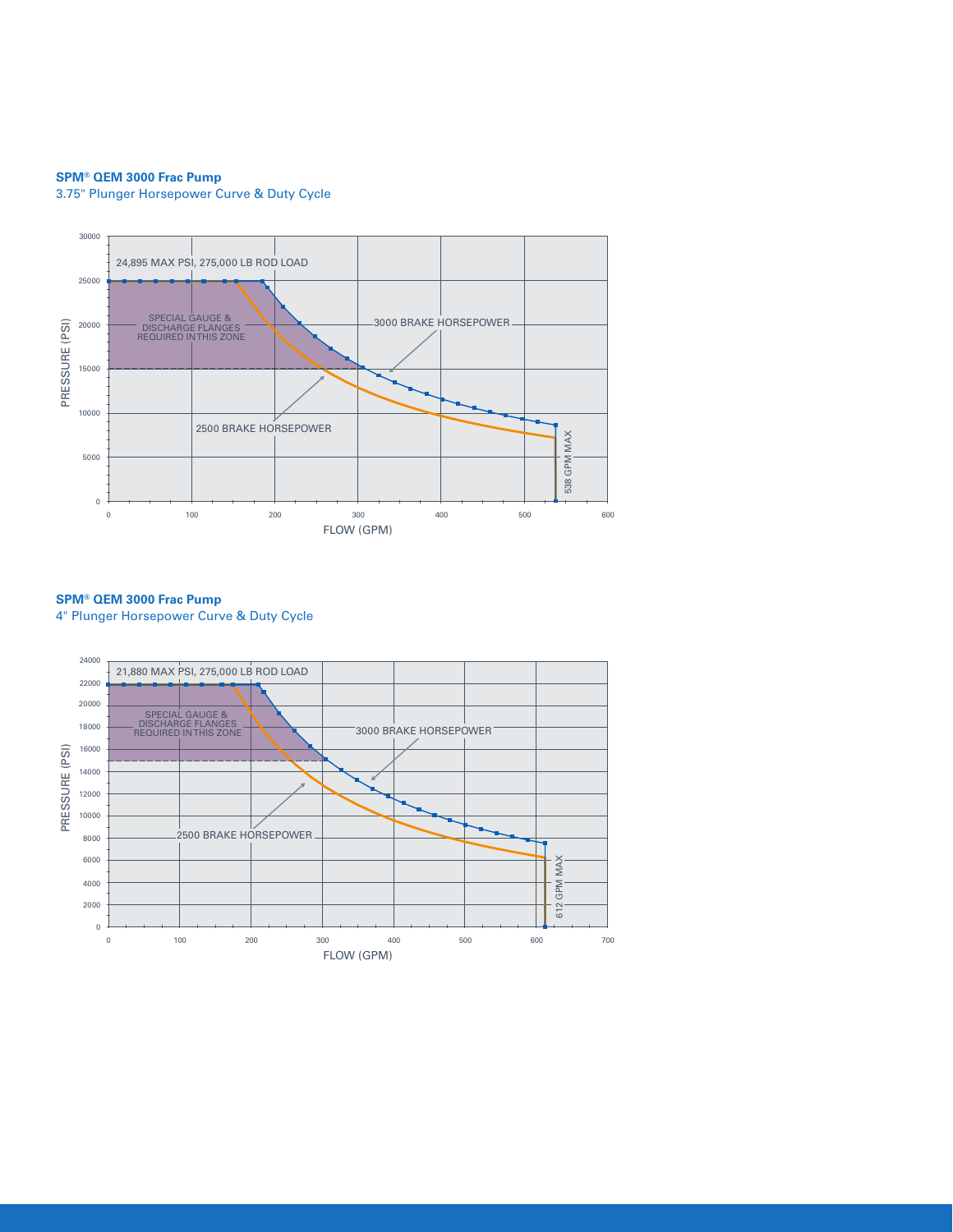**SPM® QEM 3000 Frac Pump**

3.75" Plunger Horsepower Curve & Duty Cycle

24,895 MAX PSI, 275,000 LB ROD LOAD

SPECIAL GAUGE & DISCHARGE FLANGES REQUIRED IN THIS ZONE

3000 BRAKE HORSEPOWER

2500 BRAKE HORSEPOWER

538 GPM MAX

PRESSURE (PSI)

FLOW (GPM)

**SPM® QEM 3000 Frac Pump**

4" Plunger Horsepower Curve & Duty Cycle

21,880 MAX PSI, 275,000 LB ROD LOAD

SPECIAL GAUGE & DISCHARGE FLANGES REQUIRED IN THIS ZONE

3000 BRAKE HORSEPOWER

2500 BRAKE HORSEPOWER

612 GPM MAX

PRESSURE (PSI)

FLOW (GPM)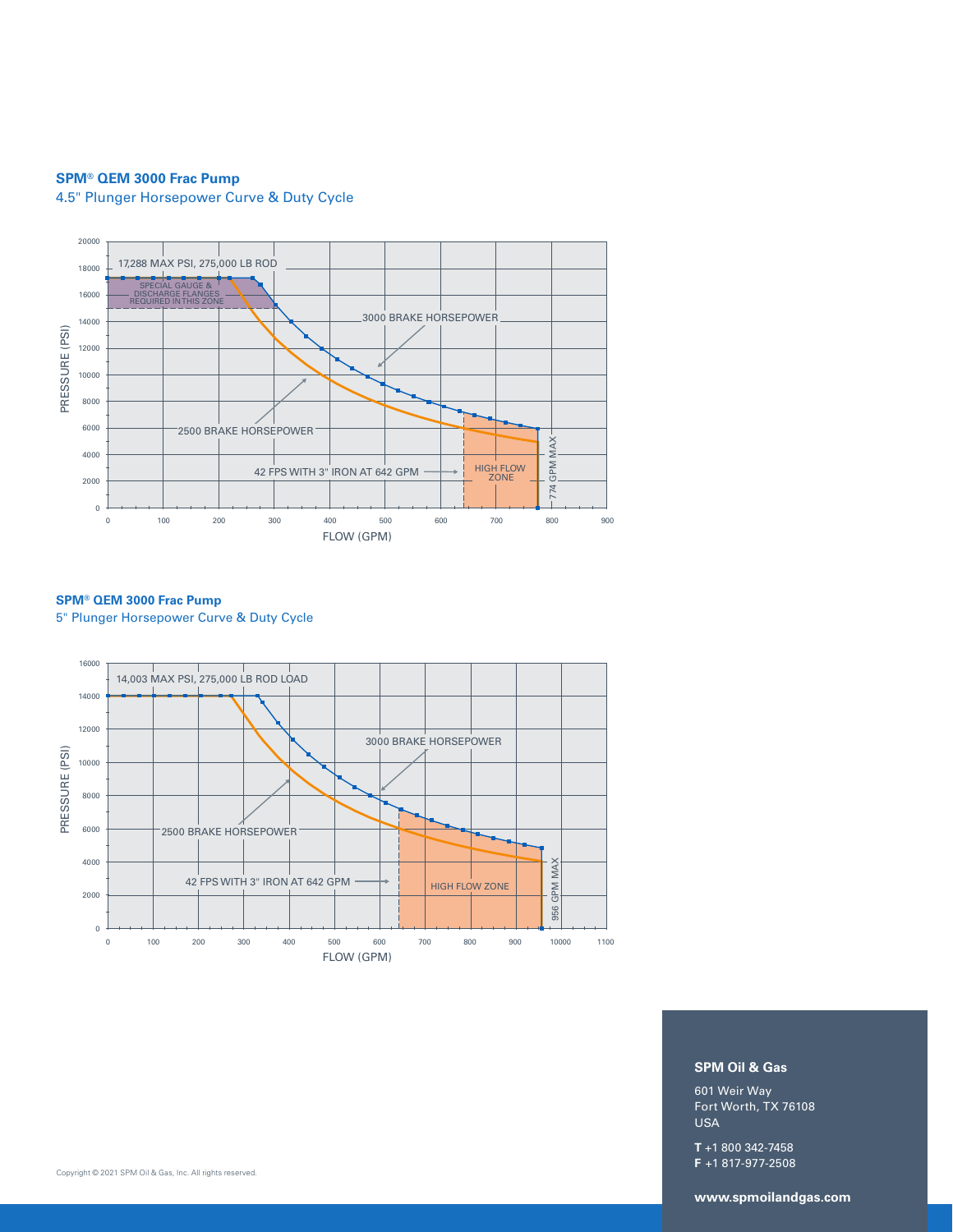**SPM® QEM 3000 Frac Pump**

4.5" Plunger Horsepower Curve & Duty Cycle

17,288 MAX PSI, 275,000 LB ROD

SPECIAL GAUGE & DISCHARGE FLANGES REQUIRED IN THIS ZONE

3000 BRAKE HORSEPOWER

2500 BRAKE HORSEPOWER

42 FPS WITH 3" IRON AT 642 GPM

HIGH FLOW ZONE

774 GPM MAX

PRESSURE (PSI)

0
2000
4000
6000
8000
10000
12000
14000
16000
18000
20000

FLOW (GPM)

0
100
200
300
400
500
600
700
800
900

**SPM® QEM 3000 Frac Pump**

5" Plunger Horsepower Curve & Duty Cycle

14,003 MAX PSI, 275,000 LB ROD LOAD

3000 BRAKE HORSEPOWER

2500 BRAKE HORSEPOWER

42 FPS WITH 3" IRON AT 642 GPM

HIGH FLOW ZONE

956 GPM MAX

PRESSURE (PSI)

0
2000
4000
6000
8000
10000
12000
14000
16000

FLOW (GPM)

0
100
200
300
400
500
600
700
800
900
10000
1100

**SPM Oil & Gas**

601 Weir Way
Fort Worth, TX 76108
USA

**T** +1 800 342-7458
**F** +1 817-977-2508

**www.spmoilandgas.com**

Copyright © 2021 SPM Oil & Gas, Inc. All rights reserved.